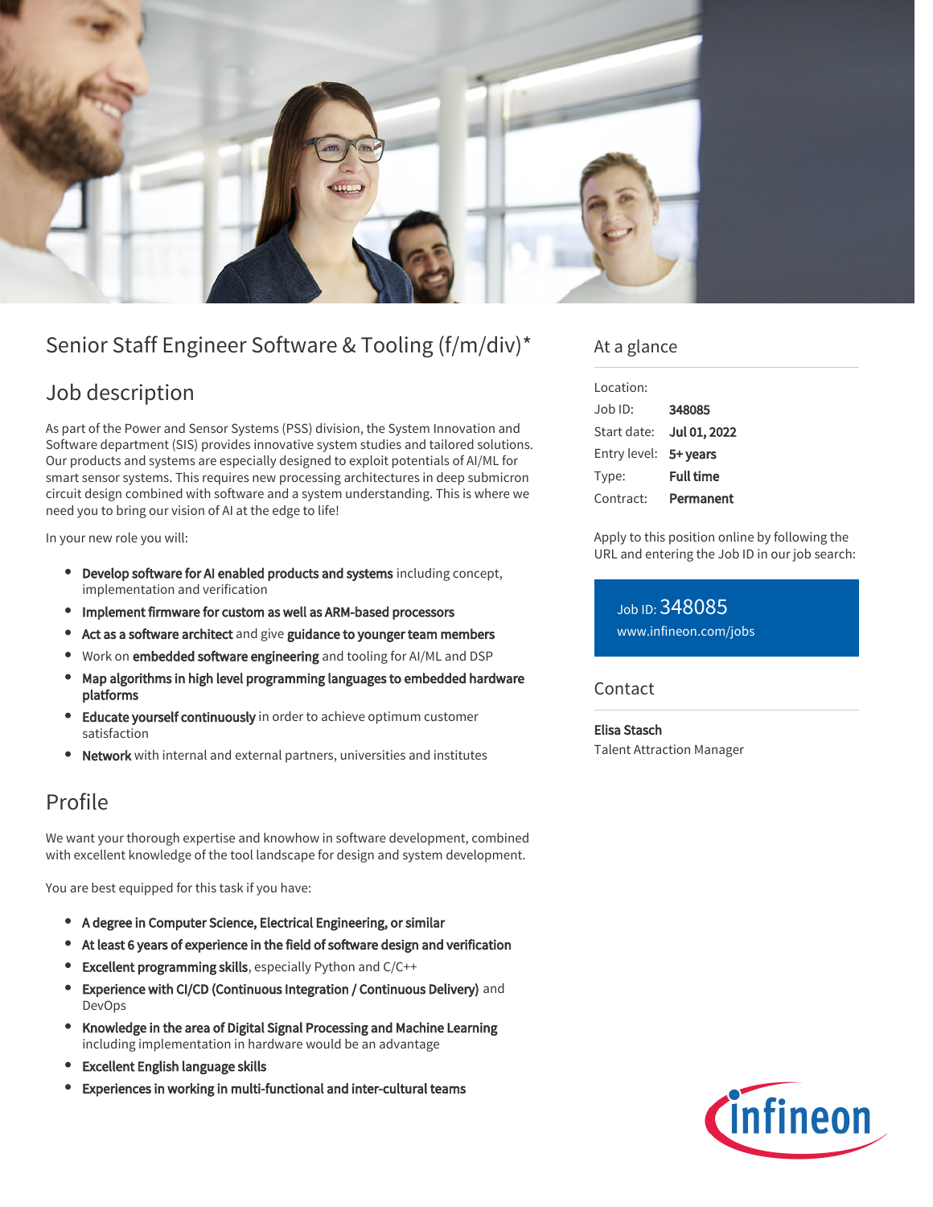# Senior Staff Engineer Software & Tooling (f/m/div)*

## Job description

As part of the Power and Sensor Systems (PSS) division, the System Innovation and Software department (SIS) provides innovative system studies and tailored solutions. Our products and systems are especially designed to exploit potentials of AI/ML for smart sensor systems. This requires new processing architectures in deep submicron circuit design combined with software and a system understanding. This is where we need you to bring our vision of AI at the edge to life!

In your new role you will:

- **Develop software for AI enabled products and systems** including concept, implementation and verification
- **Implement firmware for custom as well as ARM-based processors**
- **Act as a software architect** and give **guidance to younger team members**
- Work on **embedded software engineering** and tooling for AI/ML and DSP
- **Map algorithms in high level programming languages to embedded hardware platforms**
- **Educate yourself continuously** in order to achieve optimum customer satisfaction
- **Network** with internal and external partners, universities and institutes

## Profile

We want your thorough expertise and knowhow in software development, combined with excellent knowledge of the tool landscape for design and system development.

You are best equipped for this task if you have:

- **A degree in Computer Science, Electrical Engineering, or similar**
- **At least 6 years of experience in the field of software design and verification**
- **Excellent programming skills**, especially Python and C/C++
- **Experience with CI/CD (Continuous Integration / Continuous Delivery)** and DevOps
- **Knowledge in the area of Digital Signal Processing and Machine Learning** including implementation in hardware would be an advantage
- **Excellent English language skills**
- **Experiences in working in multi-functional and inter-cultural teams**

## At a glance

| | |
|---|---|
| Location: | |
| Job ID: | **348085** |
| Start date: | **Jul 01, 2022** |
| Entry level: | **5+ years** |
| Type: | **Full time** |
| Contract: | **Permanent** |

Apply to this position online by following the URL and entering the Job ID in our job search:

Job ID: 348085
www.infineon.com/jobs

## Contact

**Elisa Stasch**
Talent Attraction Manager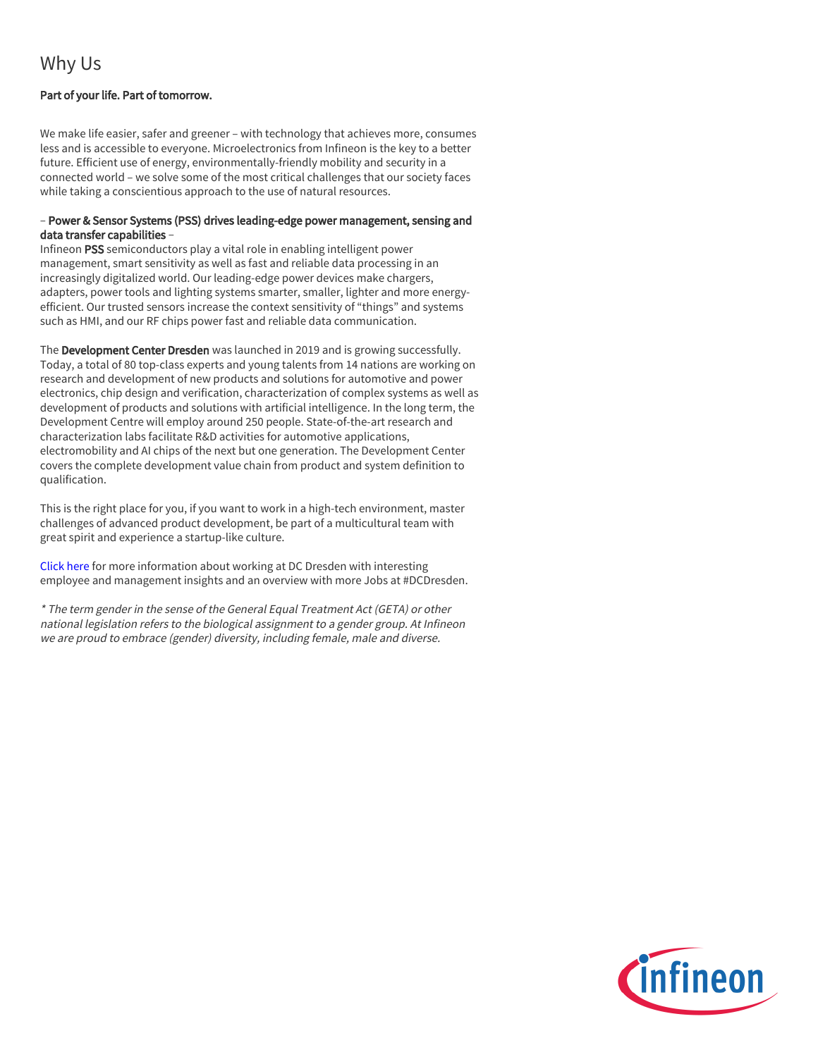## Why Us

**Part of your life. Part of tomorrow.**

We make life easier, safer and greener – with technology that achieves more, consumes less and is accessible to everyone. Microelectronics from Infineon is the key to a better future. Efficient use of energy, environmentally-friendly mobility and security in a connected world – we solve some of the most critical challenges that our society faces while taking a conscientious approach to the use of natural resources.

– **Power & Sensor Systems (PSS) drives leading-edge power management, sensing and data transfer capabilities** –
Infineon **PSS** semiconductors play a vital role in enabling intelligent power management, smart sensitivity as well as fast and reliable data processing in an increasingly digitalized world. Our leading-edge power devices make chargers, adapters, power tools and lighting systems smarter, smaller, lighter and more energy-efficient. Our trusted sensors increase the context sensitivity of "things" and systems such as HMI, and our RF chips power fast and reliable data communication.

The **Development Center Dresden** was launched in 2019 and is growing successfully. Today, a total of 80 top-class experts and young talents from 14 nations are working on research and development of new products and solutions for automotive and power electronics, chip design and verification, characterization of complex systems as well as development of products and solutions with artificial intelligence. In the long term, the Development Centre will employ around 250 people. State-of-the-art research and characterization labs facilitate R&D activities for automotive applications, electromobility and AI chips of the next but one generation. The Development Center covers the complete development value chain from product and system definition to qualification.

This is the right place for you, if you want to work in a high-tech environment, master challenges of advanced product development, be part of a multicultural team with great spirit and experience a startup-like culture.

Click here for more information about working at DC Dresden with interesting employee and management insights and an overview with more Jobs at #DCDresden.

*\* The term gender in the sense of the General Equal Treatment Act (GETA) or other national legislation refers to the biological assignment to a gender group. At Infineon we are proud to embrace (gender) diversity, including female, male and diverse.*